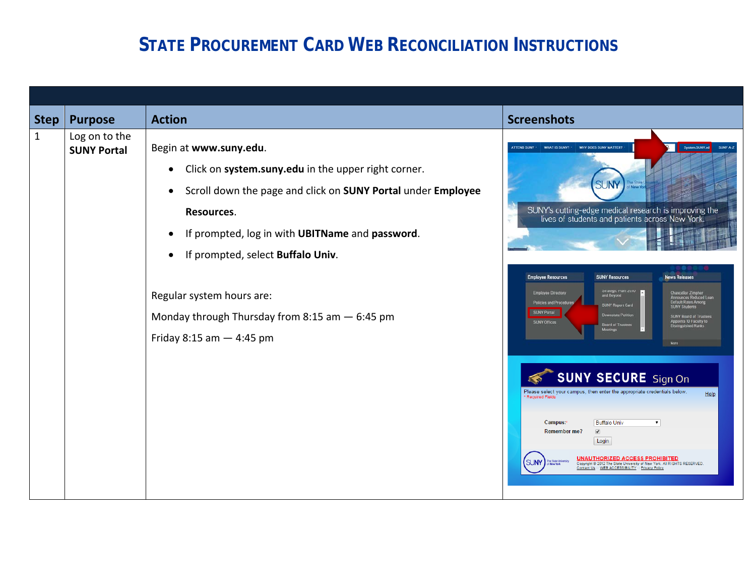# STATE PROCUREMENT CARD WEB RECONCILIATION INSTRUCTIONS

| Step | Purpose | Action | Screenshots |
|---|---|---|---|
| 1 | Log on to the **SUNY Portal** | Begin at **www.suny.edu**.<br>• Click on **system.suny.edu** in the upper right corner.<br>• Scroll down the page and click on **SUNY Portal** under **Employee Resources**.<br>• If prompted, log in with **UBITName** and **password**.<br>• If prompted, select **Buffalo Univ**.<br><br>Regular system hours are:<br>Monday through Thursday from 8:15 am — 6:45 pm<br>Friday 8:15 am — 4:45 pm | |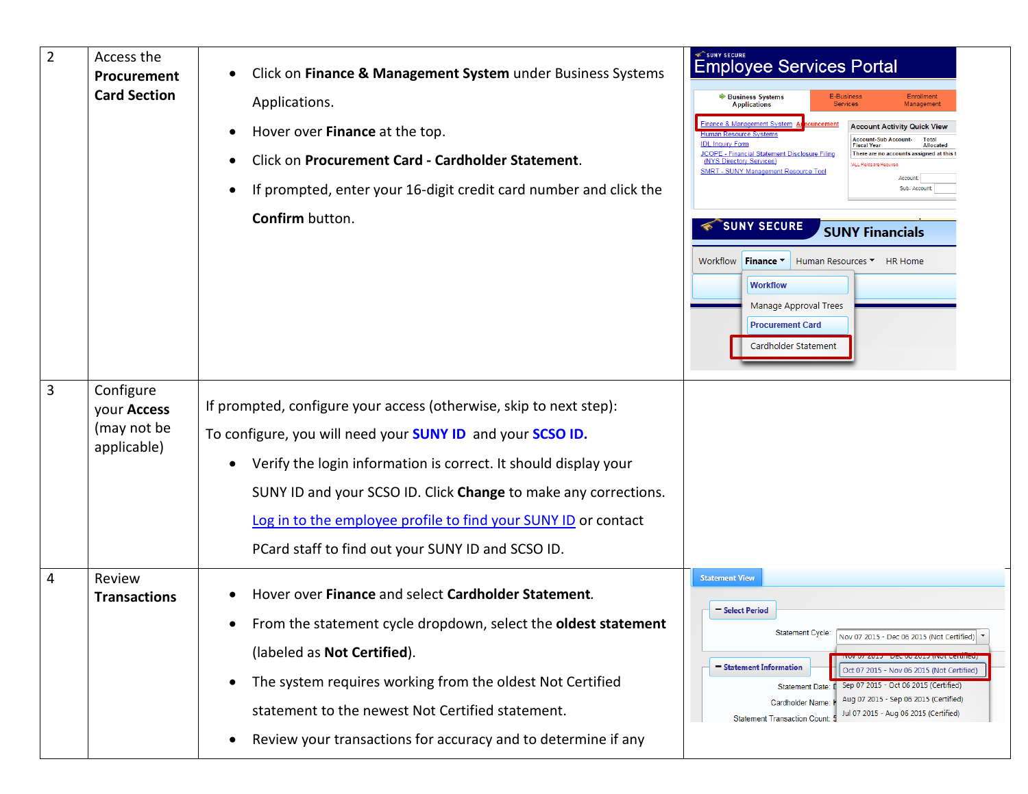| | | | |
|---|---|---|---|
| 2 | Access the **Procurement Card Section** | • Click on **Finance & Management System** under Business Systems Applications.<br>• Hover over **Finance** at the top.<br>• Click on **Procurement Card - Cardholder Statement**.<br>• If prompted, enter your 16-digit credit card number and click the **Confirm** button. | |
| 3 | Configure your **Access** (may not be applicable) | If prompted, configure your access (otherwise, skip to next step):<br>To configure, you will need your **SUNY ID** and your **SCSO ID.**<br>• Verify the login information is correct. It should display your SUNY ID and your SCSO ID. Click **Change** to make any corrections. Log in to the employee profile to find your SUNY ID or contact PCard staff to find out your SUNY ID and SCSO ID. | |
| 4 | Review **Transactions** | • Hover over **Finance** and select **Cardholder Statement**.<br>• From the statement cycle dropdown, select the **oldest statement** (labeled as **Not Certified**).<br>• The system requires working from the oldest Not Certified statement to the newest Not Certified statement.<br>• Review your transactions for accuracy and to determine if any | |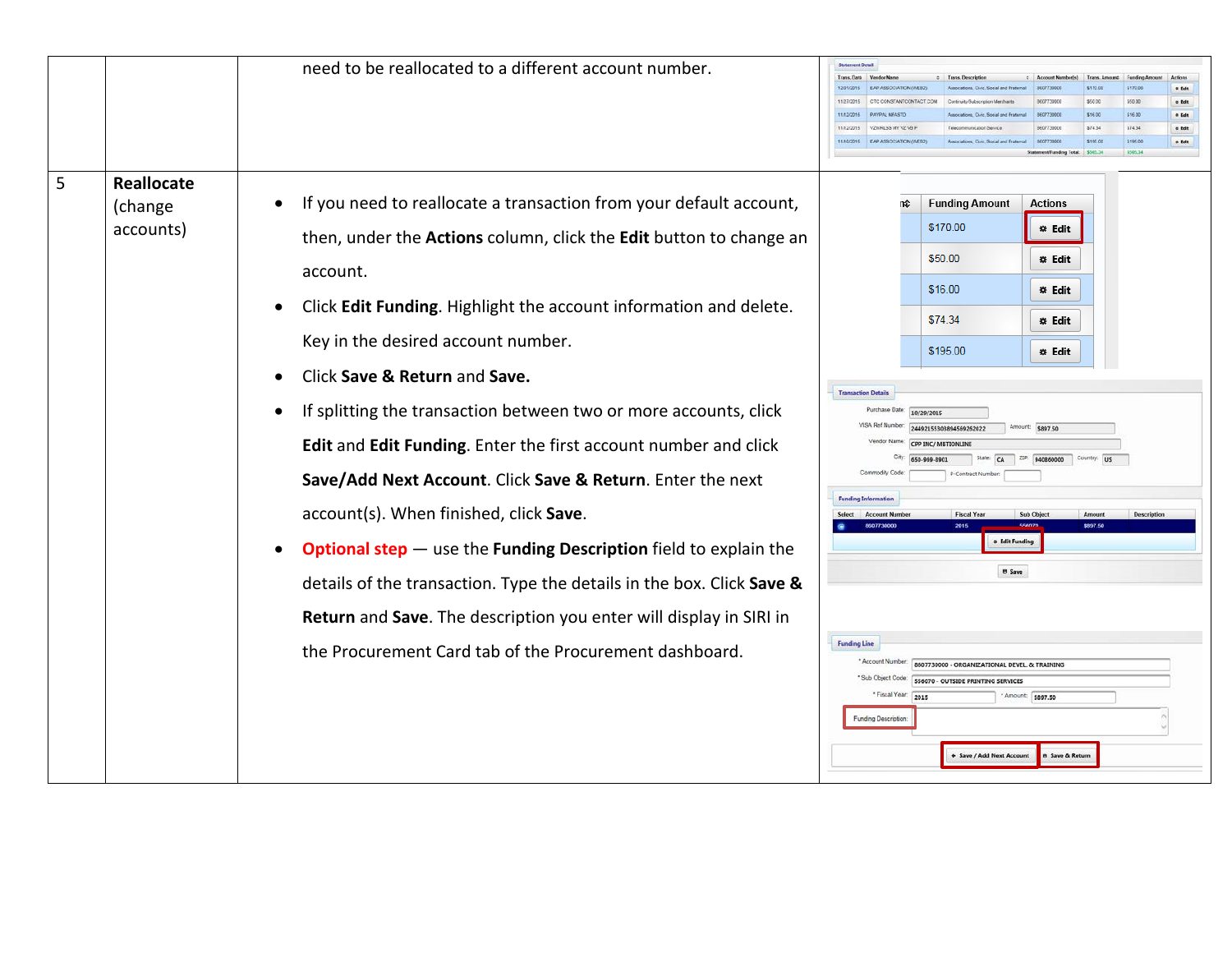| | | | |
|---|---|---|---|
| | | need to be reallocated to a different account number. | |
| 5 | **Reallocate** (change accounts) | <ul><li>If you need to reallocate a transaction from your default account, then, under the **Actions** column, click the **Edit** button to change an account.</li><li>Click **Edit Funding**. Highlight the account information and delete. Key in the desired account number.</li><li>Click **Save & Return** and **Save.**</li><li>If splitting the transaction between two or more accounts, click **Edit** and **Edit Funding**. Enter the first account number and click **Save/Add Next Account**. Click **Save & Return**. Enter the next account(s). When finished, click **Save**.</li><li>Optional step — use the **Funding Description** field to explain the details of the transaction. Type the details in the box. Click **Save & Return** and **Save**. The description you enter will display in SIRI in the Procurement Card tab of the Procurement dashboard.</li></ul> | |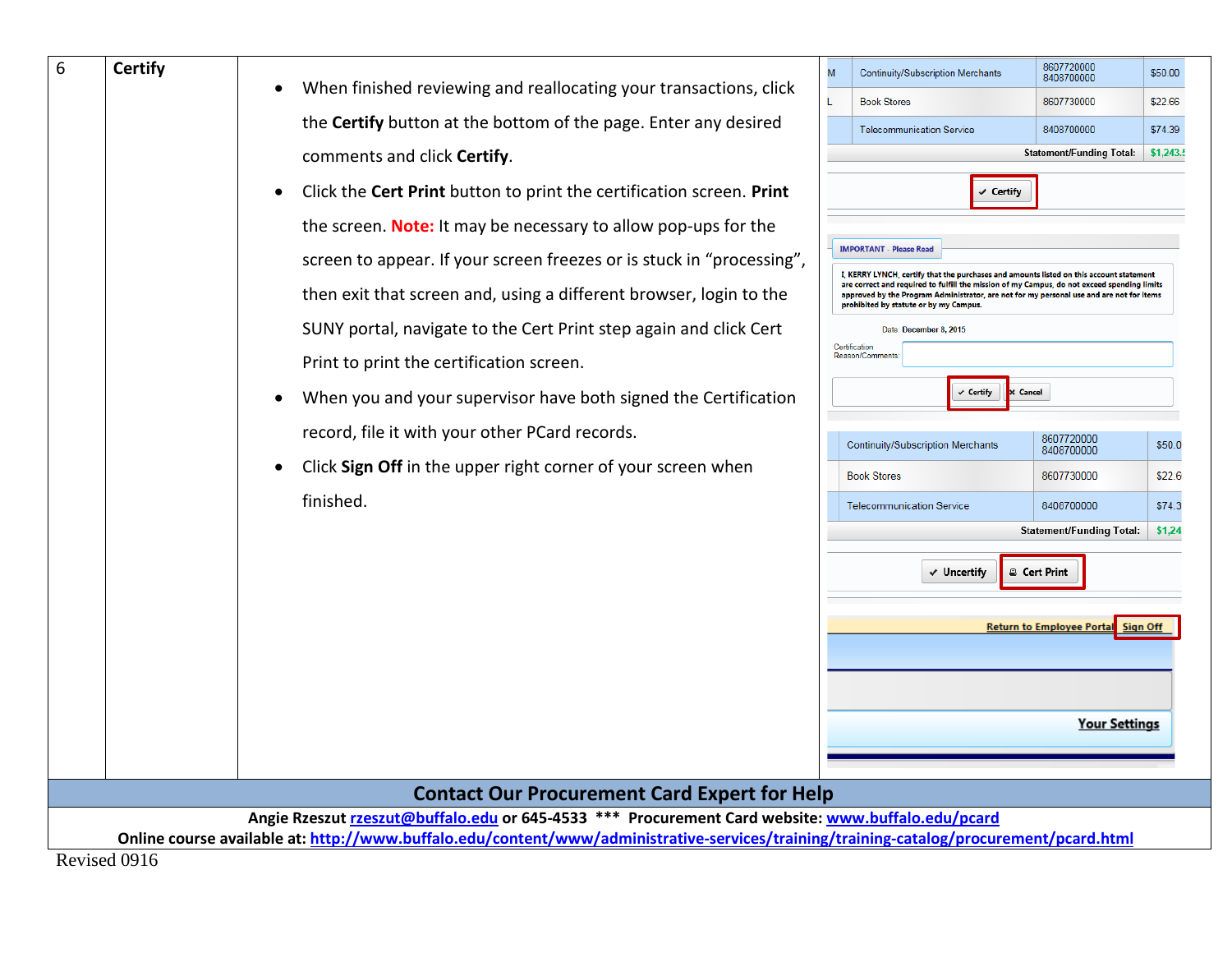| | | | |
|---|---|---|---|
| 6 | **Certify** | • When finished reviewing and reallocating your transactions, click the **Certify** button at the bottom of the page. Enter any desired comments and click **Certify**.<br>• Click the **Cert Print** button to print the certification screen. **Print** the screen. **Note:** It may be necessary to allow pop-ups for the screen to appear. If your screen freezes or is stuck in "processing", then exit that screen and, using a different browser, login to the SUNY portal, navigate to the Cert Print step again and click Cert Print to print the certification screen.<br>• When you and your supervisor have both signed the Certification record, file it with your other PCard records.<br>• Click **Sign Off** in the upper right corner of your screen when finished. | |

**Contact Our Procurement Card Expert for Help**

**Angie Rzeszut [rzeszut@buffalo.edu](mailto:rzeszut@buffalo.edu) or 645-4533 \*\*\* Procurement Card website: [www.buffalo.edu/pcard](http://www.buffalo.edu/pcard)**

**Online course available at: [http://www.buffalo.edu/content/www/administrative-services/training/training-catalog/procurement/pcard.html](http://www.buffalo.edu/content/www/administrative-services/training/training-catalog/procurement/pcard.html)**

Revised 0916